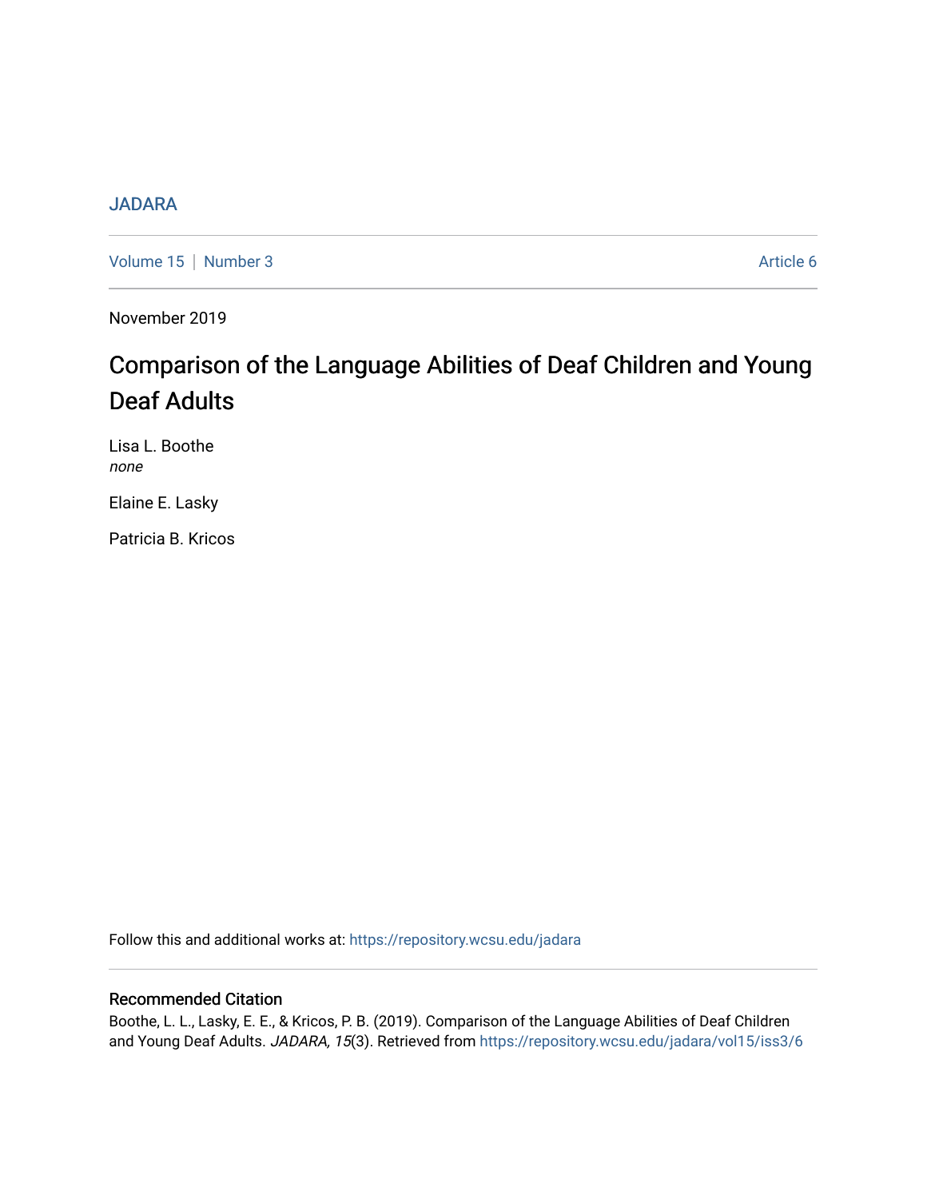JADARA

Volume 15 | Number 3 | Article 6

November 2019

# Comparison of the Language Abilities of Deaf Children and Young Deaf Adults

Lisa L. Boothe
*none*

Elaine E. Lasky

Patricia B. Kricos

Follow this and additional works at: https://repository.wcsu.edu/jadara

## Recommended Citation

Boothe, L. L., Lasky, E. E., & Kricos, P. B. (2019). Comparison of the Language Abilities of Deaf Children and Young Deaf Adults. *JADARA, 15*(3). Retrieved from https://repository.wcsu.edu/jadara/vol15/iss3/6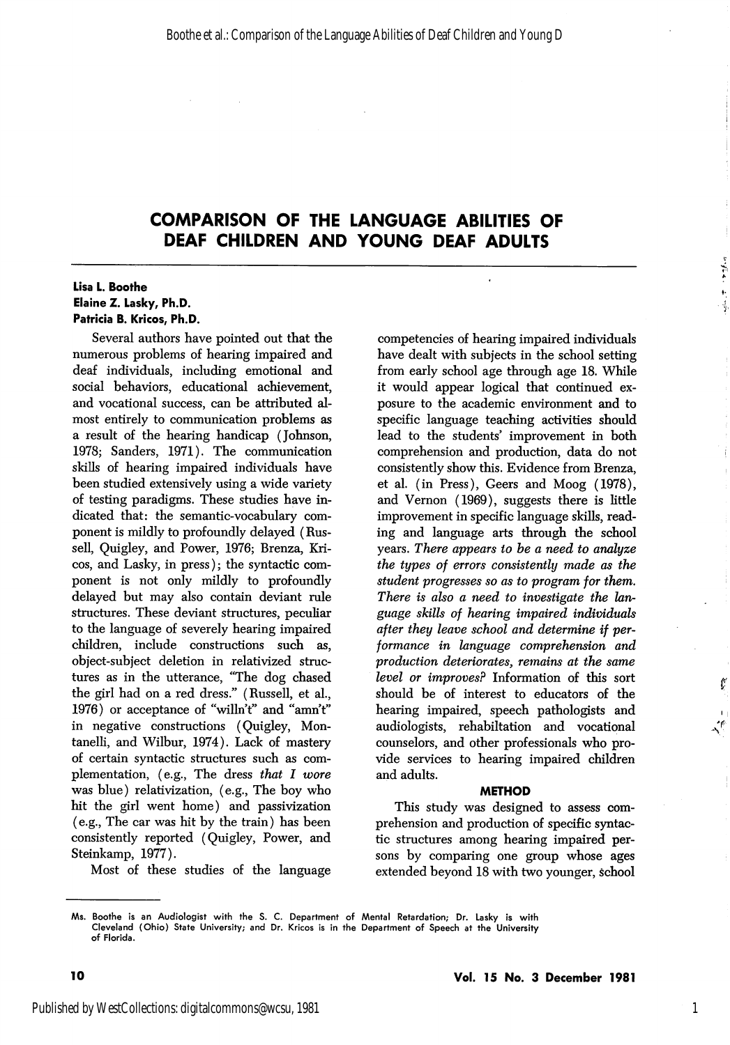# COMPARISON OF THE LANGUAGE ABILITIES OF DEAF CHILDREN AND YOUNG DEAF ADULTS

**Lisa L. Boothe**
**Elaine Z. Lasky, Ph.D.**
**Patricia B. Kricos, Ph.D.**

Several authors have pointed out that the numerous problems of hearing impaired and deaf individuals, including emotional and social behaviors, educational achievement, and vocational success, can be attributed almost entirely to communication problems as a result of the hearing handicap (Johnson, 1978; Sanders, 1971). The communication skills of hearing impaired individuals have been studied extensively using a wide variety of testing paradigms. These studies have indicated that: the semantic-vocabulary component is mildly to profoundly delayed (Russell, Quigley, and Power, 1976; Brenza, Kricos, and Lasky, in press); the syntactic component is not only mildly to profoundly delayed but may also contain deviant rule structures. These deviant structures, peculiar to the language of severely hearing impaired children, include constructions such as, object-subject deletion in relativized structures as in the utterance, "The dog chased the girl had on a red dress." (Russell, et al., 1976) or acceptance of "willn't" and "amn't" in negative constructions (Quigley, Montanelli, and Wilbur, 1974). Lack of mastery of certain syntactic structures such as complementation, (e.g., The dress *that I wore* was blue) relativization, (e.g., The boy who hit the girl went home) and passivization (e.g., The car was hit by the train) has been consistently reported (Quigley, Power, and Steinkamp, 1977).

Most of these studies of the language competencies of hearing impaired individuals have dealt with subjects in the school setting from early school age through age 18. While it would appear logical that continued exposure to the academic environment and to specific language teaching activities should lead to the students' improvement in both comprehension and production, data do not consistently show this. Evidence from Brenza, et al. (in Press), Geers and Moog (1978), and Vernon (1969), suggests there is little improvement in specific language skills, reading and language arts through the school years. *There appears to be a need to analyze the types of errors consistently made as the student progresses so as to program for them. There is also a need to investigate the language skills of hearing impaired individuals after they leave school and determine if performance in language comprehension and production deteriorates, remains at the same level or improves?* Information of this sort should be of interest to educators of the hearing impaired, speech pathologists and audiologists, rehabiltation and vocational counselors, and other professionals who provide services to hearing impaired children and adults.

## METHOD

This study was designed to assess comprehension and production of specific syntactic structures among hearing impaired persons by comparing one group whose ages extended beyond 18 with two younger, school

---

Ms. Boothe is an Audiologist with the S. C. Department of Mental Retardation; Dr. Lasky is with Cleveland (Ohio) State University; and Dr. Kricos is in the Department of Speech at the University of Florida.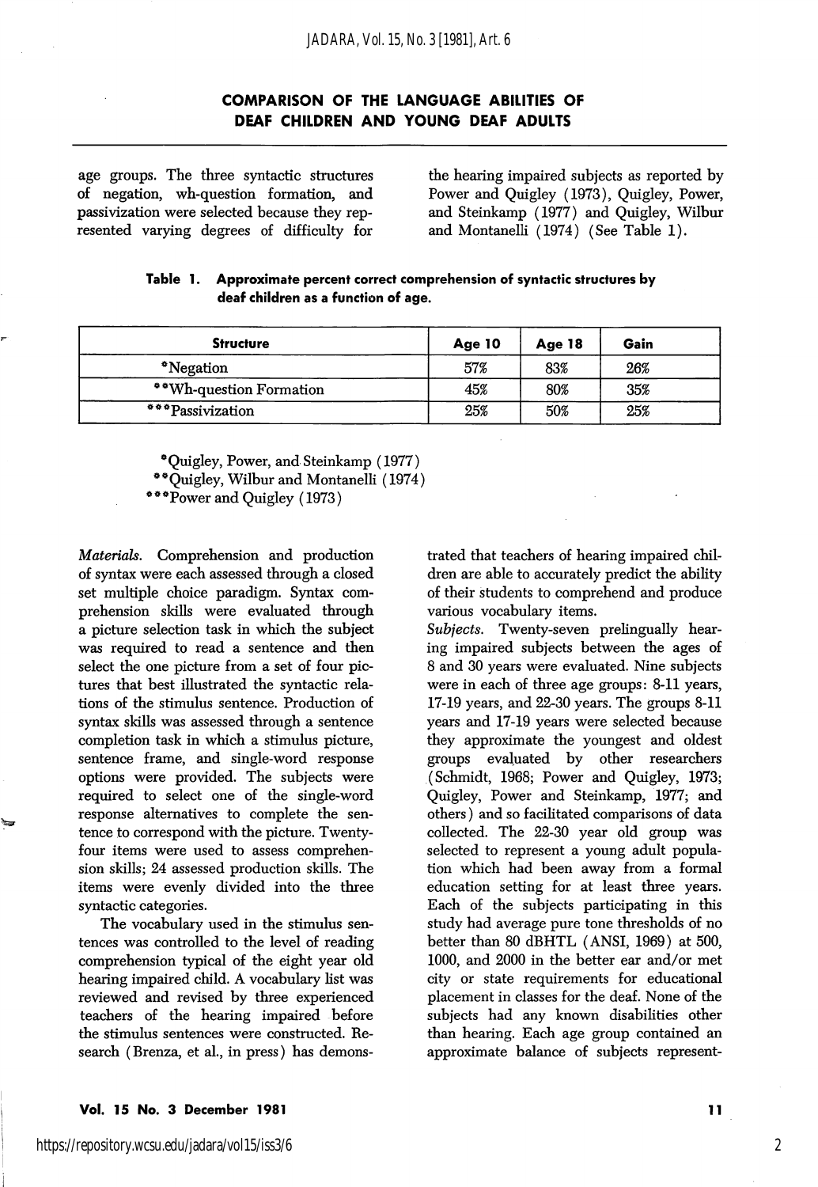## COMPARISON OF THE LANGUAGE ABILITIES OF DEAF CHILDREN AND YOUNG DEAF ADULTS

age groups. The three syntactic structures of negation, wh-question formation, and passivization were selected because they represented varying degrees of difficulty for the hearing impaired subjects as reported by Power and Quigley (1973), Quigley, Power, and Steinkamp (1977) and Quigley, Wilbur and Montanelli (1974) (See Table 1).

**Table 1. Approximate percent correct comprehension of syntactic structures by deaf children as a function of age.**

| Structure | Age 10 | Age 18 | Gain |
|---|---|---|---|
| *Negation | 57% | 83% | 26% |
| **Wh-question Formation | 45% | 80% | 35% |
| ***Passivization | 25% | 50% | 25% |

*Quigley, Power, and Steinkamp (1977)
**Quigley, Wilbur and Montanelli (1974)
***Power and Quigley (1973)

*Materials.* Comprehension and production of syntax were each assessed through a closed set multiple choice paradigm. Syntax comprehension skills were evaluated through a picture selection task in which the subject was required to read a sentence and then select the one picture from a set of four pictures that best illustrated the syntactic relations of the stimulus sentence. Production of syntax skills was assessed through a sentence completion task in which a stimulus picture, sentence frame, and single-word response options were provided. The subjects were required to select one of the single-word response alternatives to complete the sentence to correspond with the picture. Twenty-four items were used to assess comprehension skills; 24 assessed production skills. The items were evenly divided into the three syntactic categories.

The vocabulary used in the stimulus sentences was controlled to the level of reading comprehension typical of the eight year old hearing impaired child. A vocabulary list was reviewed and revised by three experienced teachers of the hearing impaired before the stimulus sentences were constructed. Research (Brenza, et al., in press) has demonstrated that teachers of hearing impaired children are able to accurately predict the ability of their students to comprehend and produce various vocabulary items.

*Subjects.* Twenty-seven prelingually hearing impaired subjects between the ages of 8 and 30 years were evaluated. Nine subjects were in each of three age groups: 8-11 years, 17-19 years, and 22-30 years. The groups 8-11 years and 17-19 years were selected because they approximate the youngest and oldest groups evaluated by other researchers (Schmidt, 1968; Power and Quigley, 1973; Quigley, Power and Steinkamp, 1977; and others) and so facilitated comparisons of data collected. The 22-30 year old group was selected to represent a young adult population which had been away from a formal education setting for at least three years. Each of the subjects participating in this study had average pure tone thresholds of no better than 80 dBHTL (ANSI, 1969) at 500, 1000, and 2000 in the better ear and/or met city or state requirements for educational placement in classes for the deaf. None of the subjects had any known disabilities other than hearing. Each age group contained an approximate balance of subjects represent-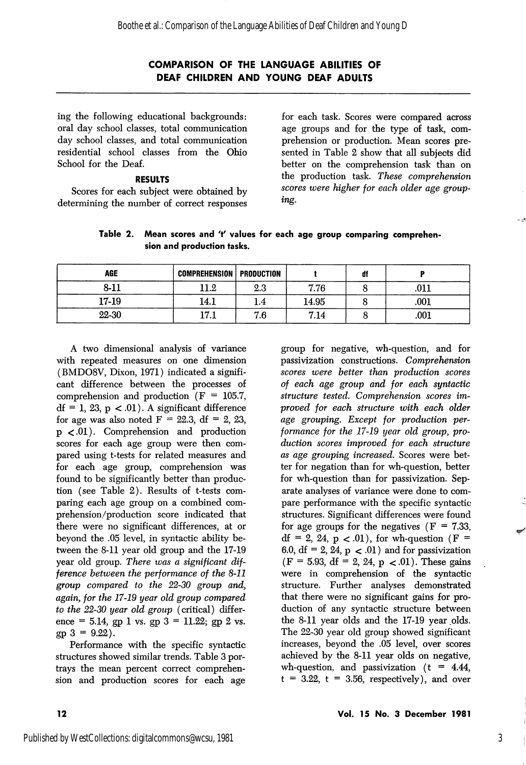## COMPARISON OF THE LANGUAGE ABILITIES OF DEAF CHILDREN AND YOUNG DEAF ADULTS

ing the following educational backgrounds: oral day school classes, total communication day school classes, and total communication residential school classes from the Ohio School for the Deaf.

### RESULTS

Scores for each subject were obtained by determining the number of correct responses for each task. Scores were compared across age groups and for the type of task, comprehension or production. Mean scores presented in Table 2 show that all subjects did better on the comprehension task than on the production task. *These comprehension scores were higher for each older age grouping.*

**Table 2. Mean scores and 't' values for each age group comparing comprehension and production tasks.**

| AGE | COMPREHENSION | PRODUCTION | t | df | P |
|---|---|---|---|---|---|
| 8-11 | 11.2 | 2.3 | 7.76 | 8 | .011 |
| 17-19 | 14.1 | 1.4 | 14.95 | 8 | .001 |
| 22-30 | 17.1 | 7.6 | 7.14 | 8 | .001 |

A two dimensional analysis of variance with repeated measures on one dimension (BMDO8V, Dixon, 1971) indicated a significant difference between the processes of comprehension and production ($F = 105.7$, $df = 1, 23$, $p < .01$). A significant difference for age was also noted $F = 22.3$, $df = 2, 23$, $p < .01$). Comprehension and production scores for each age group were then compared using t-tests for related measures and for each age group, comprehension was found to be significantly better than production (see Table 2). Results of t-tests comparing each age group on a combined comprehension/production score indicated that there were no significant differences, at or beyond the .05 level, in syntactic ability between the 8-11 year old group and the 17-19 year old group. *There was a significant difference between the performance of the 8-11 group compared to the 22-30 group and, again, for the 17-19 year old group compared to the 22-30 year old group* (critical) difference = 5.14, gp 1 vs. gp 3 = 11.22; gp 2 vs. gp 3 = 9.22).

Performance with the specific syntactic structures showed similar trends. Table 3 portrays the mean percent correct comprehension and production scores for each age group for negative, wh-question, and for passivization constructions. *Comprehension scores were better than production scores of each age group and for each syntactic structure tested. Comprehension scores improved for each structure with each older age grouping. Except for production performance for the 17-19 year old group, production scores improved for each structure as age grouping increased.* Scores were better for negation than for wh-question, better for wh-question than for passivization. Separate analyses of variance were done to compare performance with the specific syntactic structures. Significant differences were found for age groups for the negatives ($F = 7.33$, $df = 2, 24$, $p < .01$), for wh-question ($F = 6.0$, $df = 2, 24$, $p < .01$) and for passivization ($F = 5.93$, $df = 2, 24$, $p < .01$). These gains were in comprehension of the syntactic structure. Further analyses demonstrated that there were no significant gains for production of any syntactic structure between the 8-11 year olds and the 17-19 year olds. The 22-30 year old group showed significant increases, beyond the .05 level, over scores achieved by the 8-11 year olds on negative, wh-question, and passivization ($t = 4.44$, $t = 3.22$, $t = 3.56$, respectively), and over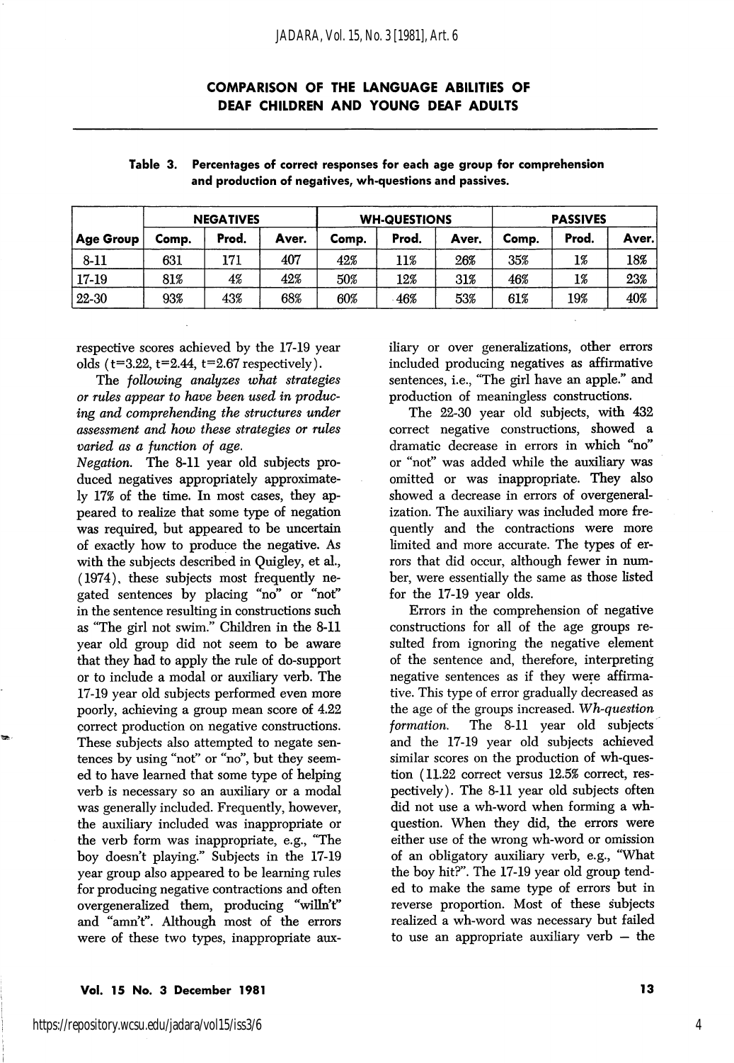## COMPARISON OF THE LANGUAGE ABILITIES OF DEAF CHILDREN AND YOUNG DEAF ADULTS

**Table 3. Percentages of correct responses for each age group for comprehension and production of negatives, wh-questions and passives.**

| | NEGATIVES | | | WH-QUESTIONS | | | PASSIVES | | |
|---|---|---|---|---|---|---|---|---|---|
| **Age Group** | **Comp.** | **Prod.** | **Aver.** | **Comp.** | **Prod.** | **Aver.** | **Comp.** | **Prod.** | **Aver.** |
| 8-11 | 631 | 171 | 407 | 42% | 11% | 26% | 35% | 1% | 18% |
| 17-19 | 81% | 4% | 42% | 50% | 12% | 31% | 46% | 1% | 23% |
| 22-30 | 93% | 43% | 68% | 60% | 46% | 53% | 61% | 19% | 40% |

respective scores achieved by the 17-19 year olds (t=3.22, t=2.44, t=2.67 respectively).

*The following analyzes what strategies or rules appear to have been used in producing and comprehending the structures under assessment and how these strategies or rules varied as a function of age.*

*Negation.* The 8-11 year old subjects produced negatives appropriately approximately 17% of the time. In most cases, they appeared to realize that some type of negation was required, but appeared to be uncertain of exactly how to produce the negative. As with the subjects described in Quigley, et al., (1974), these subjects most frequently negated sentences by placing "no" or "not" in the sentence resulting in constructions such as "The girl not swim." Children in the 8-11 year old group did not seem to be aware that they had to apply the rule of do-support or to include a modal or auxiliary verb. The 17-19 year old subjects performed even more poorly, achieving a group mean score of 4.22 correct production on negative constructions. These subjects also attempted to negate sentences by using "not" or "no", but they seemed to have learned that some type of helping verb is necessary so an auxiliary or a modal was generally included. Frequently, however, the auxiliary included was inappropriate or the verb form was inappropriate, e.g., "The boy doesn't playing." Subjects in the 17-19 year group also appeared to be learning rules for producing negative contractions and often overgeneralized them, producing "willn't" and "amn't". Although most of the errors were of these two types, inappropriate auxiliary or over generalizations, other errors included producing negatives as affirmative sentences, i.e., "The girl have an apple." and production of meaningless constructions.

The 22-30 year old subjects, with 432 correct negative constructions, showed a dramatic decrease in errors in which "no" or "not" was added while the auxiliary was omitted or was inappropriate. They also showed a decrease in errors of overgeneralization. The auxiliary was included more frequently and the contractions were more limited and more accurate. The types of errors that did occur, although fewer in number, were essentially the same as those listed for the 17-19 year olds.

Errors in the comprehension of negative constructions for all of the age groups resulted from ignoring the negative element of the sentence and, therefore, interpreting negative sentences as if they were affirmative. This type of error gradually decreased as the age of the groups increased. *Wh-question formation.* The 8-11 year old subjects and the 17-19 year old subjects achieved similar scores on the production of wh-question (11.22 correct versus 12.5% correct, respectively). The 8-11 year old subjects often did not use a wh-word when forming a wh-question. When they did, the errors were either use of the wrong wh-word or omission of an obligatory auxiliary verb, e.g., "What the boy hit?". The 17-19 year old group tended to make the same type of errors but in reverse proportion. Most of these subjects realized a wh-word was necessary but failed to use an appropriate auxiliary verb – the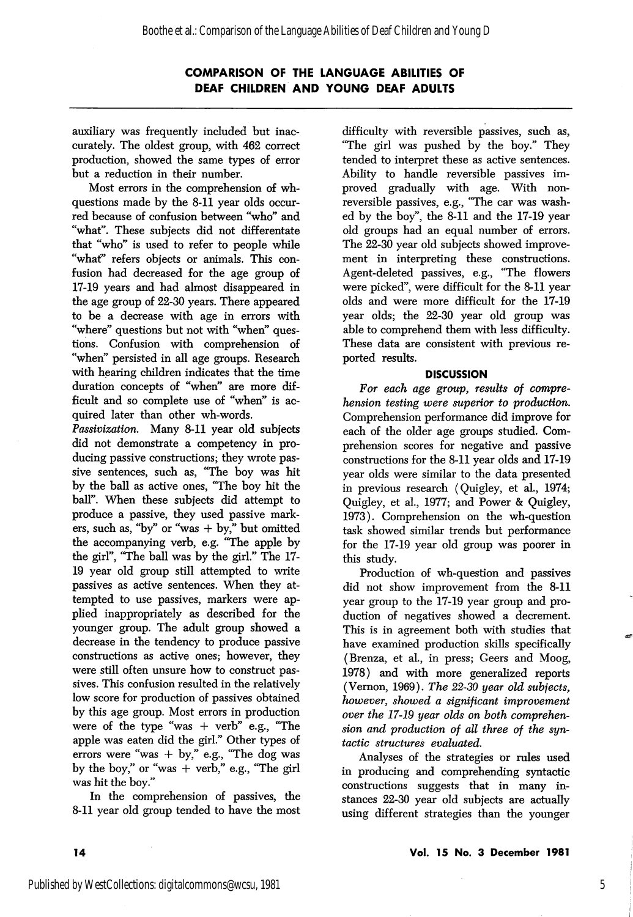auxiliary was frequently included but inaccurately. The oldest group, with 462 correct production, showed the same types of error but a reduction in their number.

Most errors in the comprehension of wh-questions made by the 8-11 year olds occurred because of confusion between "who" and "what". These subjects did not differentate that "who" is used to refer to people while "what" refers objects or animals. This confusion had decreased for the age group of 17-19 years and had almost disappeared in the age group of 22-30 years. There appeared to be a decrease with age in errors with "where" questions but not with "when" questions. Confusion with comprehension of "when" persisted in all age groups. Research with hearing children indicates that the time duration concepts of "when" are more difficult and so complete use of "when" is acquired later than other wh-words.

*Passivization.* Many 8-11 year old subjects did not demonstrate a competency in producing passive constructions; they wrote passive sentences, such as, "The boy was hit by the ball as active ones, "The boy hit the ball". When these subjects did attempt to produce a passive, they used passive markers, such as, "by" or "was + by," but omitted the accompanying verb, e.g. "The apple by the girl", "The ball was by the girl." The 17-19 year old group still attempted to write passives as active sentences. When they attempted to use passives, markers were applied inappropriately as described for the younger group. The adult group showed a decrease in the tendency to produce passive constructions as active ones; however, they were still often unsure how to construct passives. This confusion resulted in the relatively low score for production of passives obtained by this age group. Most errors in production were of the type "was + verb" e.g., "The apple was eaten did the girl." Other types of errors were "was + by," e.g., "The dog was by the boy," or "was + verb," e.g., "The girl was hit the boy."

In the comprehension of passives, the 8-11 year old group tended to have the most difficulty with reversible passives, such as, "The girl was pushed by the boy." They tended to interpret these as active sentences. Ability to handle reversible passives improved gradually with age. With non-reversible passives, e.g., "The car was washed by the boy", the 8-11 and the 17-19 year old groups had an equal number of errors. The 22-30 year old subjects showed improvement in interpreting these constructions. Agent-deleted passives, e.g., "The flowers were picked", were difficult for the 8-11 year olds and were more difficult for the 17-19 year olds; the 22-30 year old group was able to comprehend them with less difficulty. These data are consistent with previous reported results.

## DISCUSSION

*For each age group, results of comprehension testing were superior to production.* Comprehension performance did improve for each of the older age groups studied. Comprehension scores for negative and passive constructions for the 8-11 year olds and 17-19 year olds were similar to the data presented in previous research (Quigley, et al., 1974; Quigley, et al., 1977; and Power & Quigley, 1973). Comprehension on the wh-question task showed similar trends but performance for the 17-19 year old group was poorer in this study.

Production of wh-question and passives did not show improvement from the 8-11 year group to the 17-19 year group and production of negatives showed a decrement. This is in agreement both with studies that have examined production skills specifically (Brenza, et al., in press; Geers and Moog, 1978) and with more generalized reports (Vernon, 1969). *The 22-30 year old subjects, however, showed a significant improvement over the 17-19 year olds on both comprehension and production of all three of the syntactic structures evaluated.*

Analyses of the strategies or rules used in producing and comprehending syntactic constructions suggests that in many instances 22-30 year old subjects are actually using different strategies than the younger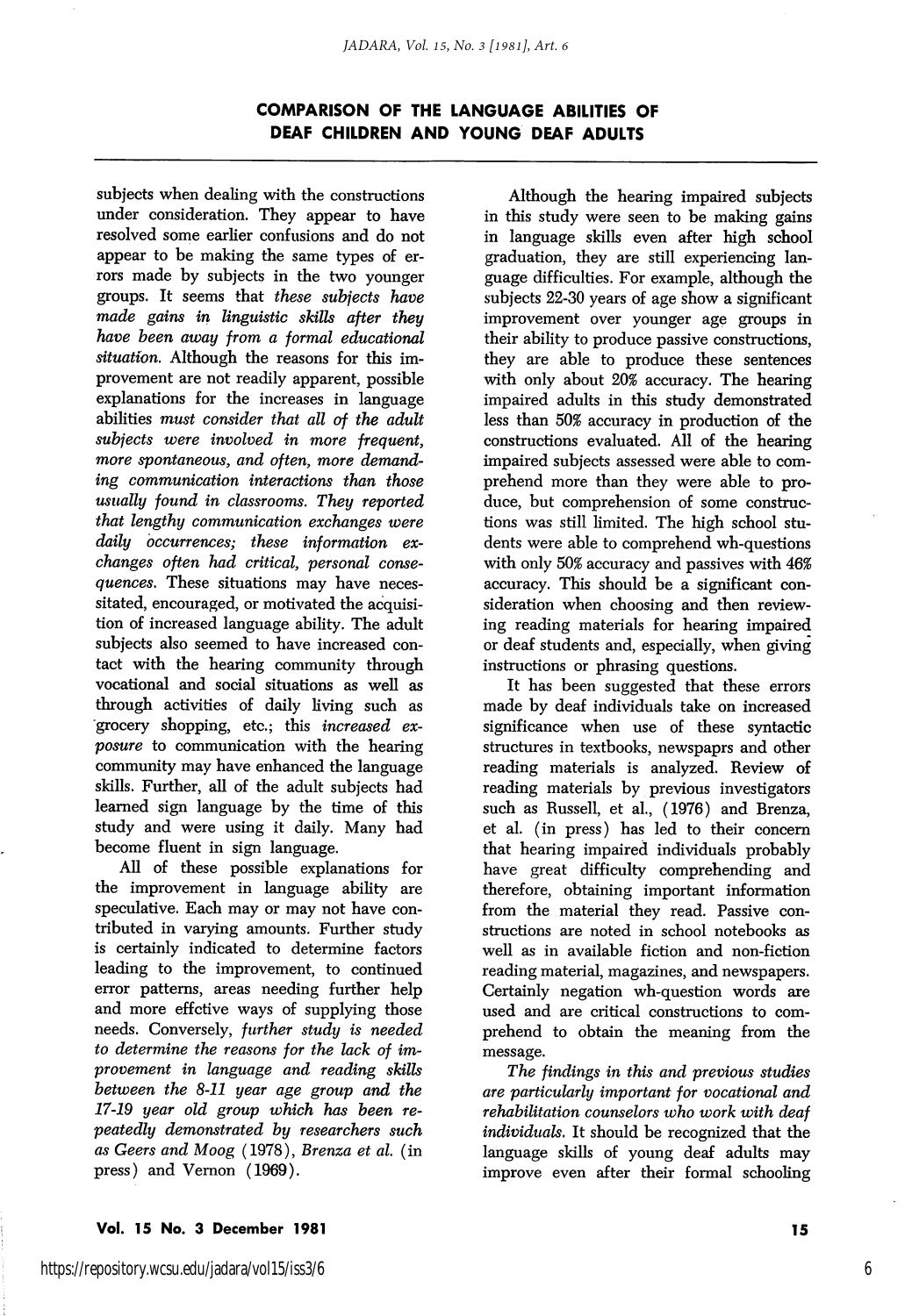subjects when dealing with the constructions under consideration. They appear to have resolved some earlier confusions and do not appear to be making the same types of errors made by subjects in the two younger groups. It seems that *these subjects have made gains in linguistic skills after they have been away from a formal educational situation.* Although the reasons for this improvement are not readily apparent, possible explanations for the increases in language abilities *must consider that all of the adult subjects were involved in more frequent, more spontaneous, and often, more demanding communication interactions than those usually found in classrooms. They reported that lengthy communication exchanges were daily occurrences; these information exchanges often had critical, personal consequences.* These situations may have necessitated, encouraged, or motivated the acquisition of increased language ability. The adult subjects also seemed to have increased contact with the hearing community through vocational and social situations as well as through activities of daily living such as grocery shopping, etc.; this *increased exposure* to communication with the hearing community may have enhanced the language skills. Further, all of the adult subjects had learned sign language by the time of this study and were using it daily. Many had become fluent in sign language.

All of these possible explanations for the improvement in language ability are speculative. Each may or may not have contributed in varying amounts. Further study is certainly indicated to determine factors leading to the improvement, to continued error patterns, areas needing further help and more effctive ways of supplying those needs. Conversely, *further study is needed to determine the reasons for the lack of improvement in language and reading skills between the 8-11 year age group and the 17-19 year old group which has been repeatedly demonstrated by researchers such as Geers and Moog* (1978), *Brenza et al.* (in press) and Vernon (1969).

Although the hearing impaired subjects in this study were seen to be making gains in language skills even after high school graduation, they are still experiencing language difficulties. For example, although the subjects 22-30 years of age show a significant improvement over younger age groups in their ability to produce passive constructions, they are able to produce these sentences with only about 20% accuracy. The hearing impaired adults in this study demonstrated less than 50% accuracy in production of the constructions evaluated. All of the hearing impaired subjects assessed were able to comprehend more than they were able to produce, but comprehension of some constructions was still limited. The high school students were able to comprehend wh-questions with only 50% accuracy and passives with 46% accuracy. This should be a significant consideration when choosing and then reviewing reading materials for hearing impaired or deaf students and, especially, when giving instructions or phrasing questions.

It has been suggested that these errors made by deaf individuals take on increased significance when use of these syntactic structures in textbooks, newspaprs and other reading materials is analyzed. Review of reading materials by previous investigators such as Russell, et al., (1976) and Brenza, et al. (in press) has led to their concern that hearing impaired individuals probably have great difficulty comprehending and therefore, obtaining important information from the material they read. Passive constructions are noted in school notebooks as well as in available fiction and non-fiction reading material, magazines, and newspapers. Certainly negation wh-question words are used and are critical constructions to comprehend to obtain the meaning from the message.

*The findings in this and previous studies are particularly important for vocational and rehabilitation counselors who work with deaf individuals.* It should be recognized that the language skills of young deaf adults may improve even after their formal schooling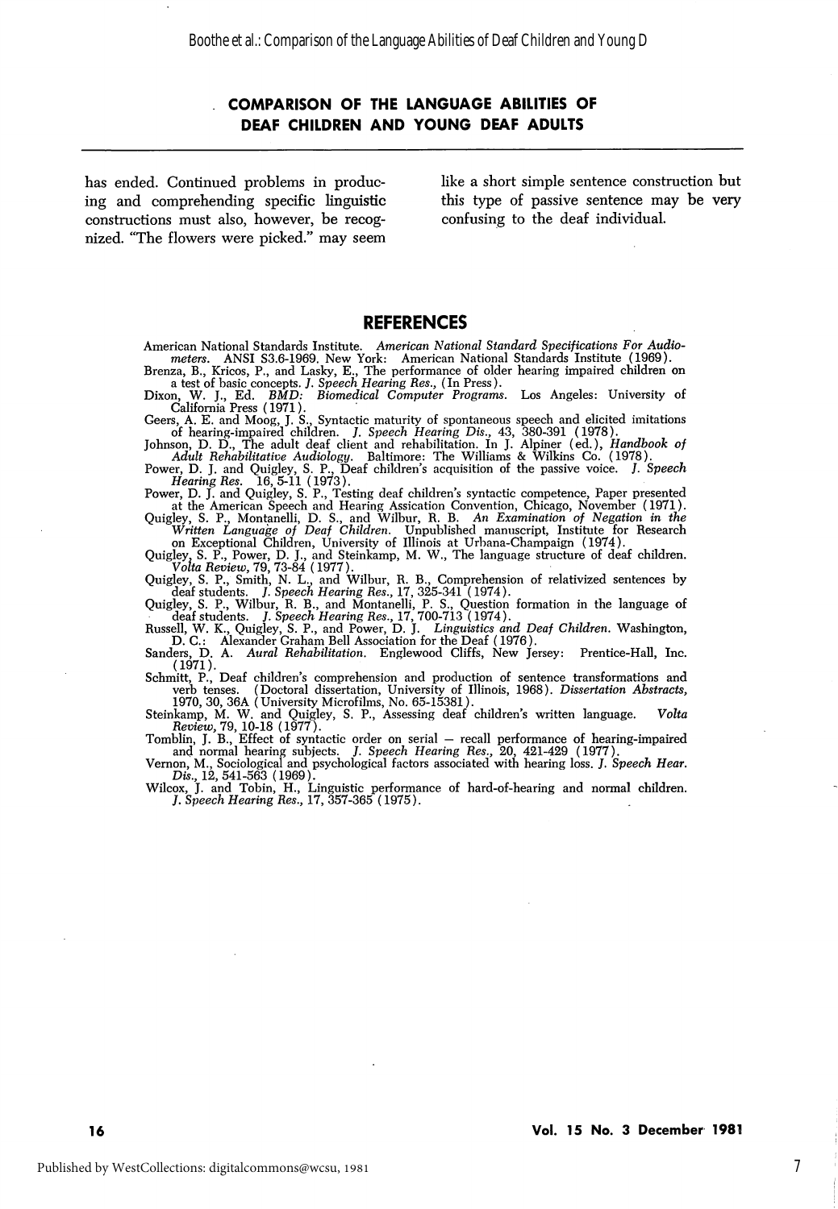has ended. Continued problems in producing and comprehending specific linguistic constructions must also, however, be recognized. "The flowers were picked." may seem like a short simple sentence construction but this type of passive sentence may be very confusing to the deaf individual.

## REFERENCES

American National Standards Institute. *American National Standard Specifications For Audiometers.* ANSI S3.6-1969. New York: American National Standards Institute (1969).

Brenza, B., Kricos, P., and Lasky, E., The performance of older hearing impaired children on a test of basic concepts. *J. Speech Hearing Res.,* (In Press).

Dixon, W. J., Ed. *BMD: Biomedical Computer Programs.* Los Angeles: University of California Press (1971).

Geers, A. E. and Moog, J. S., Syntactic maturity of spontaneous speech and elicited imitations of hearing-impaired children. *J. Speech Hearing Dis.,* 43, 380-391 (1978).

Johnson, D. D., The adult deaf client and rehabilitation. In J. Alpiner (ed.), *Handbook of Adult Rehabilitative Audiology.* Baltimore: The Williams & Wilkins Co. (1978).

Power, D. J. and Quigley, S. P., Deaf children's acquisition of the passive voice. *J. Speech Hearing Res.* 16, 5-11 (1973).

Power, D. J. and Quigley, S. P., Testing deaf children's syntactic competence, Paper presented at the American Speech and Hearing Assication Convention, Chicago, November (1971).

Quigley, S. P., Montanelli, D. S., and Wilbur, R. B. *An Examination of Negation in the Written Language of Deaf Children.* Unpublished manuscript, Institute for Research on Exceptional Children, University of Illinois at Urbana-Champaign (1974).

Quigley, S. P., Power, D. J., and Steinkamp, M. W., The language structure of deaf children. *Volta Review,* 79, 73-84 (1977).

Quigley, S. P., Smith, N. L., and Wilbur, R. B., Comprehension of relativized sentences by deaf students. *J. Speech Hearing Res.,* 17, 325-341 (1974).

Quigley, S. P., Wilbur, R. B., and Montanelli, P. S., Question formation in the language of deaf students. *J. Speech Hearing Res.,* 17, 700-713 (1974).

Russell, W. K., Quigley, S. P., and Power, D. J. *Linguistics and Deaf Children.* Washington, D. C.: Alexander Graham Bell Association for the Deaf (1976).

Sanders, D. A. *Aural Rehabilitation.* Englewood Cliffs, New Jersey: Prentice-Hall, Inc. (1971).

Schmitt, P., Deaf children's comprehension and production of sentence transformations and verb tenses. (Doctoral dissertation, University of Illinois, 1968). *Dissertation Abstracts,* 1970, 30, 36A (University Microfilms, No. 65-15381).

Steinkamp, M. W. and Quigley, S. P., Assessing deaf children's written language. *Volta Review,* 79, 10-18 (1977).

Tomblin, J. B., Effect of syntactic order on serial – recall performance of hearing-impaired and normal hearing subjects. *J. Speech Hearing Res.,* 20, 421-429 (1977).

Vernon, M., Sociological and psychological factors associated with hearing loss. *J. Speech Hear. Dis.,* 12, 541-563 (1969).

Wilcox, J. and Tobin, H., Linguistic performance of hard-of-hearing and normal children. *J. Speech Hearing Res.,* 17, 357-365 (1975).